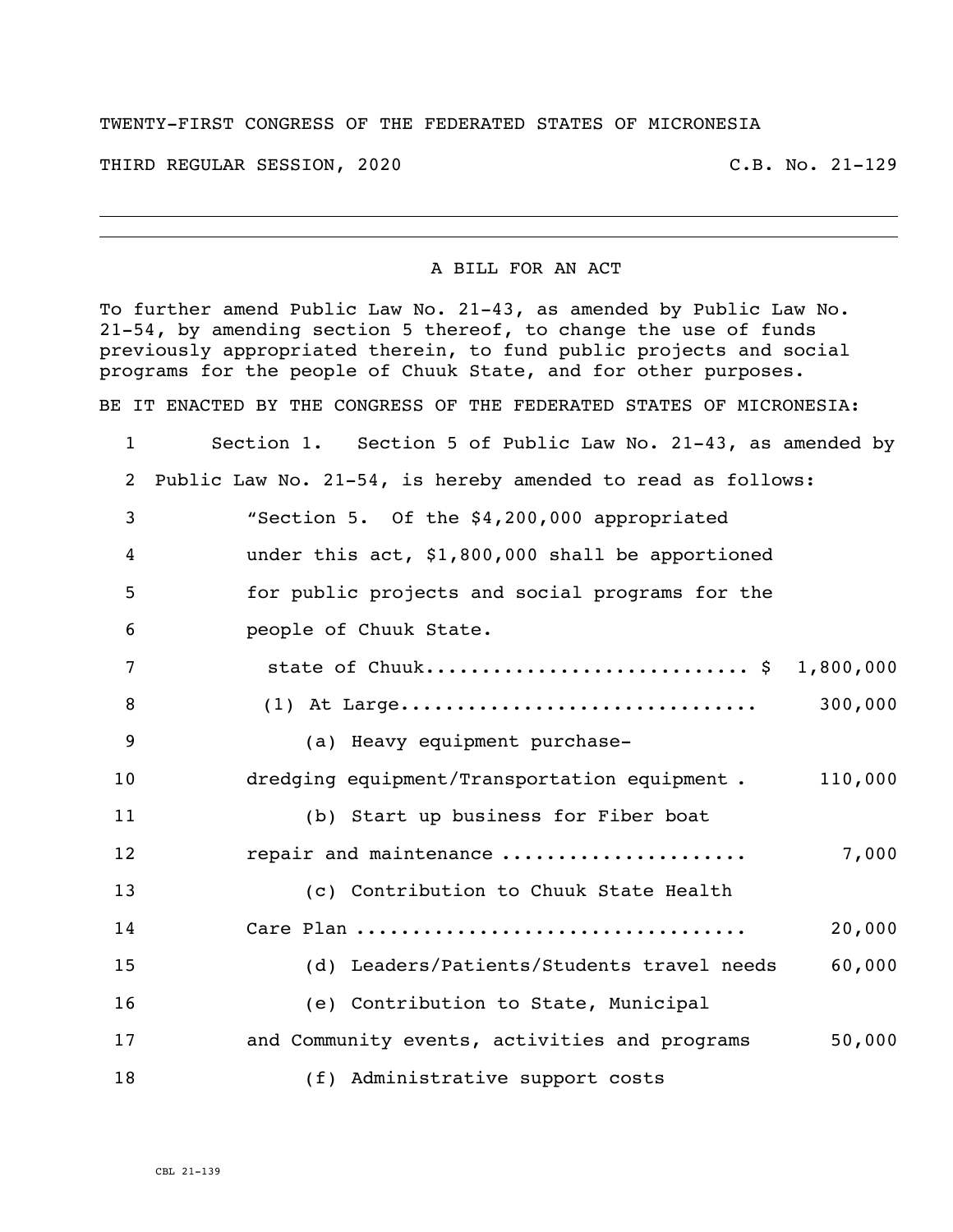TWENTY-FIRST CONGRESS OF THE FEDERATED STATES OF MICRONESIA

THIRD REGULAR SESSION, 2020 C.B. No. 21-129

---

A BILL FOR AN ACT

To further amend Public Law No. 21-43, as amended by Public Law No. 21-54, by amending section 5 thereof, to change the use of funds previously appropriated therein, to fund public projects and social programs for the people of Chuuk State, and for other purposes.

BE IT ENACTED BY THE CONGRESS OF THE FEDERATED STATES OF MICRONESIA:

1 Section 1. Section 5 of Public Law No. 21-43, as amended by
2 Public Law No. 21-54, is hereby amended to read as follows:
3 "Section 5. Of the $4,200,000 appropriated
4 under this act, $1,800,000 shall be apportioned
5 for public projects and social programs for the
6 people of Chuuk State.
7 state of Chuuk............................ $ 1,800,000
8 (1) At Large............................... 300,000
9 (a) Heavy equipment purchase-
10 dredging equipment/Transportation equipment . 110,000
11 (b) Start up business for Fiber boat
12 repair and maintenance ..................... 7,000
13 (c) Contribution to Chuuk State Health
14 Care Plan ................................. 20,000
15 (d) Leaders/Patients/Students travel needs 60,000
16 (e) Contribution to State, Municipal
17 and Community events, activities and programs 50,000
18 (f) Administrative support costs

CBL 21-139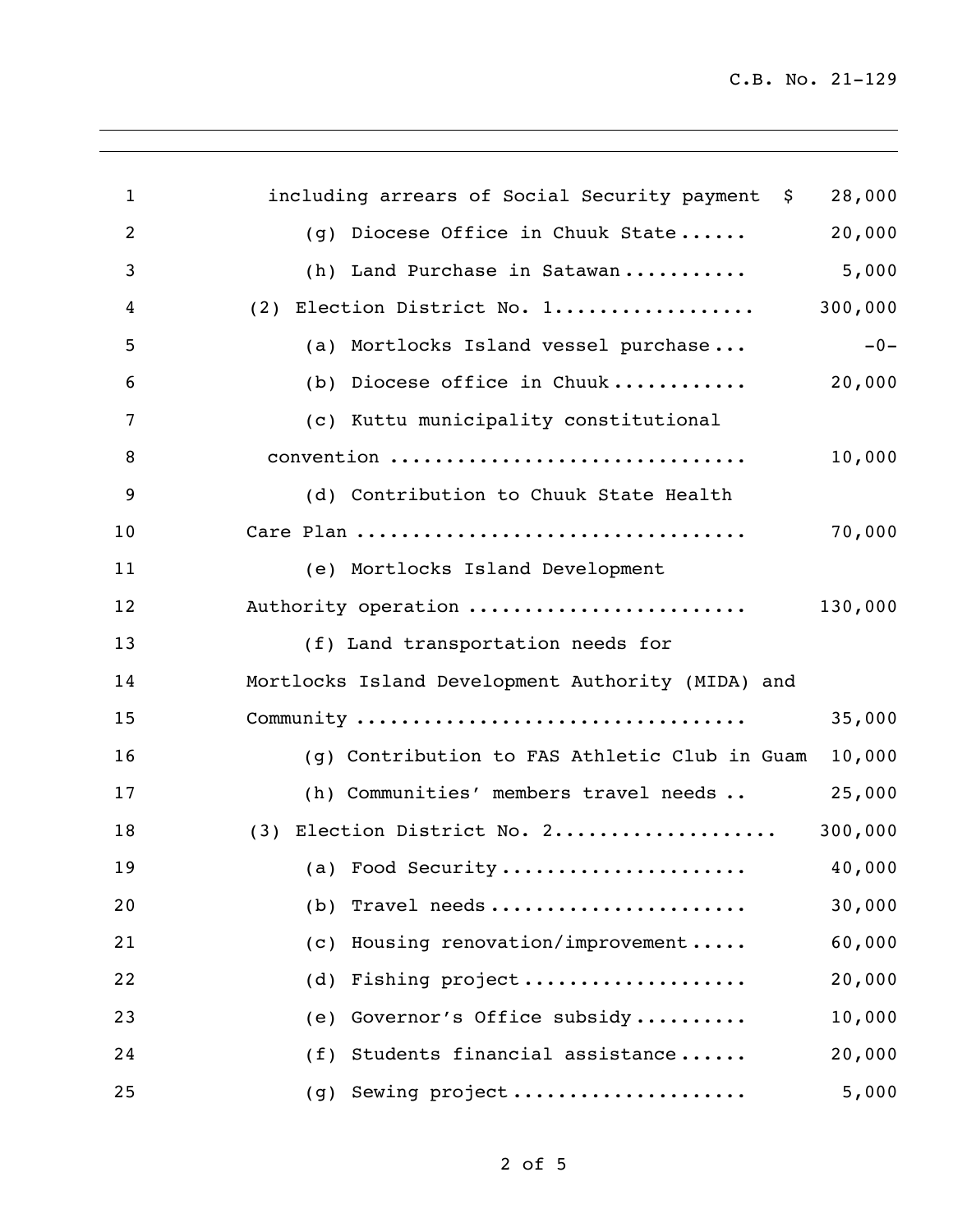| | |
|---|---|
| including arrears of Social Security payment | $ 28,000 |
| (g) Diocese Office in Chuuk State...... | 20,000 |
| (h) Land Purchase in Satawan........... | 5,000 |
| (2) Election District No. 1.................. | 300,000 |
| (a) Mortlocks Island vessel purchase... | -0- |
| (b) Diocese office in Chuuk............ | 20,000 |
| (c) Kuttu municipality constitutional convention ............................... | 10,000 |
| (d) Contribution to Chuuk State Health Care Plan .................................. | 70,000 |
| (e) Mortlocks Island Development Authority operation ........................ | 130,000 |
| (f) Land transportation needs for Mortlocks Island Development Authority (MIDA) and Community .................................. | 35,000 |
| (g) Contribution to FAS Athletic Club in Guam | 10,000 |
| (h) Communities' members travel needs .. | 25,000 |
| (3) Election District No. 2................... | 300,000 |
| (a) Food Security...................... | 40,000 |
| (b) Travel needs....................... | 30,000 |
| (c) Housing renovation/improvement..... | 60,000 |
| (d) Fishing project.................... | 20,000 |
| (e) Governor's Office subsidy.......... | 10,000 |
| (f) Students financial assistance...... | 20,000 |
| (g) Sewing project..................... | 5,000 |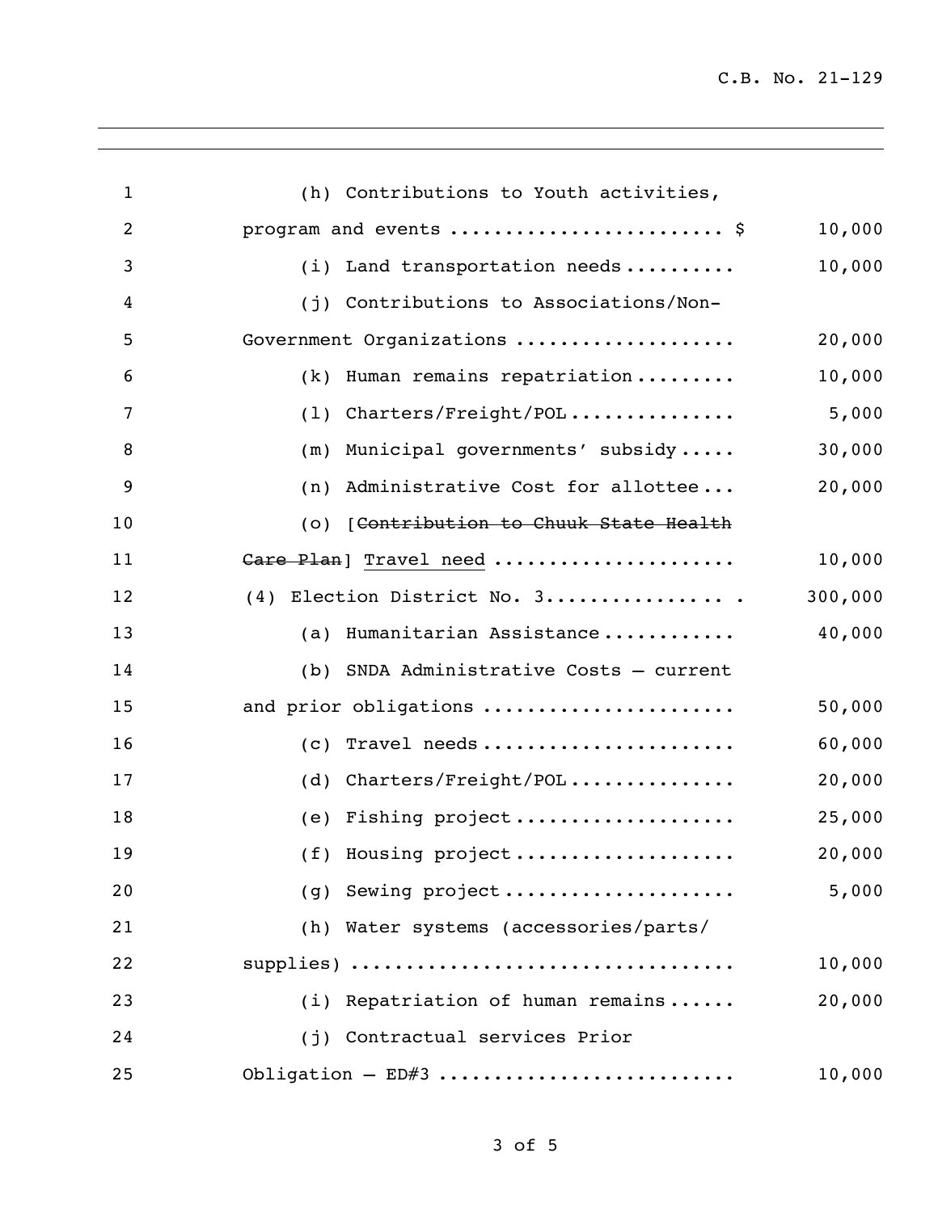(h) Contributions to Youth activities, program and events ........................ $ 10,000

(i) Land transportation needs .......... 10,000

(j) Contributions to Associations/Non-Government Organizations .................... 20,000

(k) Human remains repatriation ......... 10,000

(l) Charters/Freight/POL ............... 5,000

(m) Municipal governments' subsidy ..... 30,000

(n) Administrative Cost for allottee ... 20,000

(o) [~~Contribution to Chuuk State Health Care Plan~~] <u>Travel need</u> ..................... 10,000

(4) Election District No. 3................ . 300,000

(a) Humanitarian Assistance ............ 40,000

(b) SNDA Administrative Costs – current and prior obligations ...................... 50,000

(c) Travel needs ....................... 60,000

(d) Charters/Freight/POL ............... 20,000

(e) Fishing project .................... 25,000

(f) Housing project .................... 20,000

(g) Sewing project ..................... 5,000

(h) Water systems (accessories/parts/ supplies) ................................. 10,000

(i) Repatriation of human remains ...... 20,000

(j) Contractual services Prior Obligation – ED#3 .......................... 10,000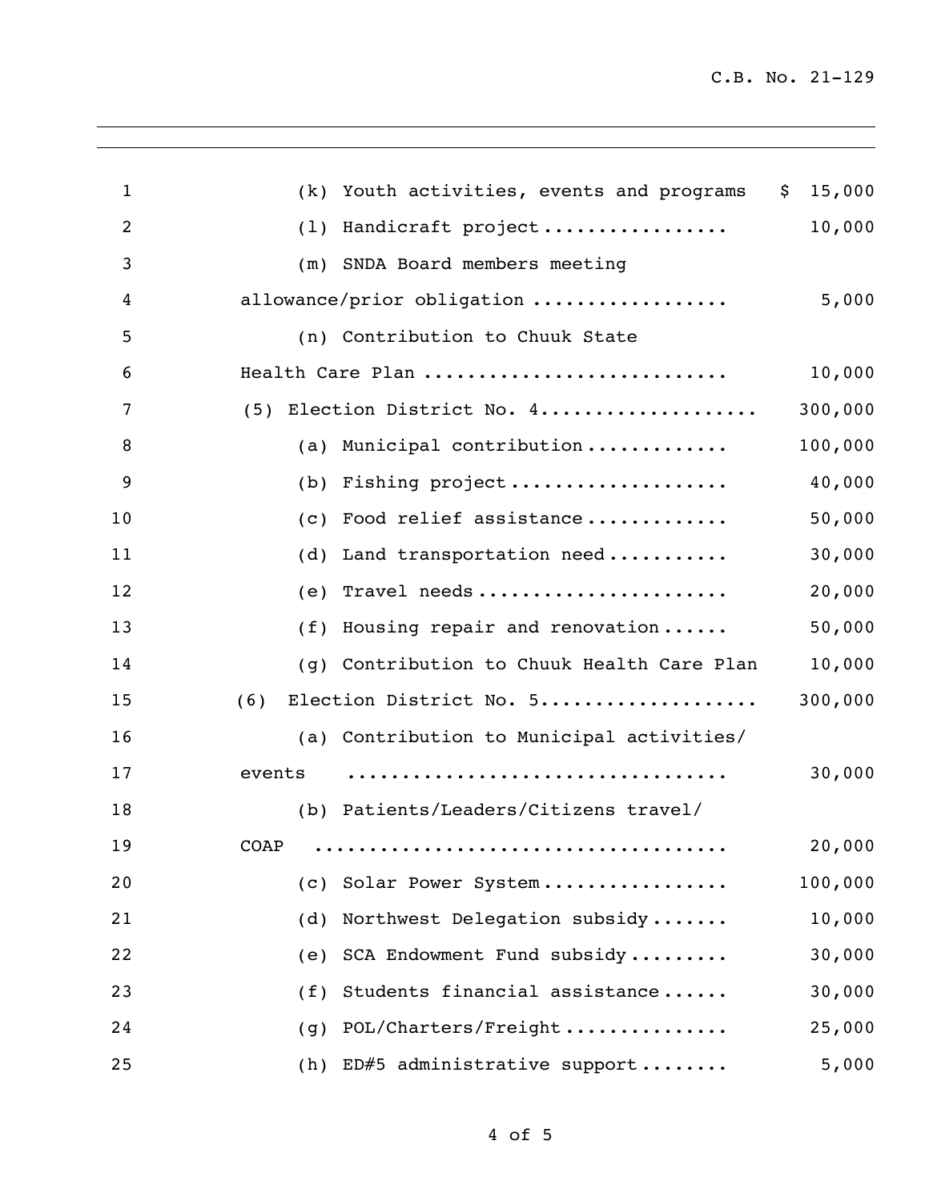(k) Youth activities, events and programs $ 15,000

(l) Handicraft project................. 10,000

(m) SNDA Board members meeting allowance/prior obligation .................. 5,000

(n) Contribution to Chuuk State Health Care Plan ........................... 10,000

(5) Election District No. 4.................... 300,000

(a) Municipal contribution............. 100,000

(b) Fishing project.................... 40,000

(c) Food relief assistance............. 50,000

(d) Land transportation need........... 30,000

(e) Travel needs....................... 20,000

(f) Housing repair and renovation...... 50,000

(g) Contribution to Chuuk Health Care Plan 10,000

(6) Election District No. 5.................... 300,000

(a) Contribution to Municipal activities/ events .................................. 30,000

(b) Patients/Leaders/Citizens travel/ COAP ..................................... 20,000

(c) Solar Power System................. 100,000

(d) Northwest Delegation subsidy....... 10,000

(e) SCA Endowment Fund subsidy......... 30,000

(f) Students financial assistance...... 30,000

(g) POL/Charters/Freight............... 25,000

(h) ED#5 administrative support........ 5,000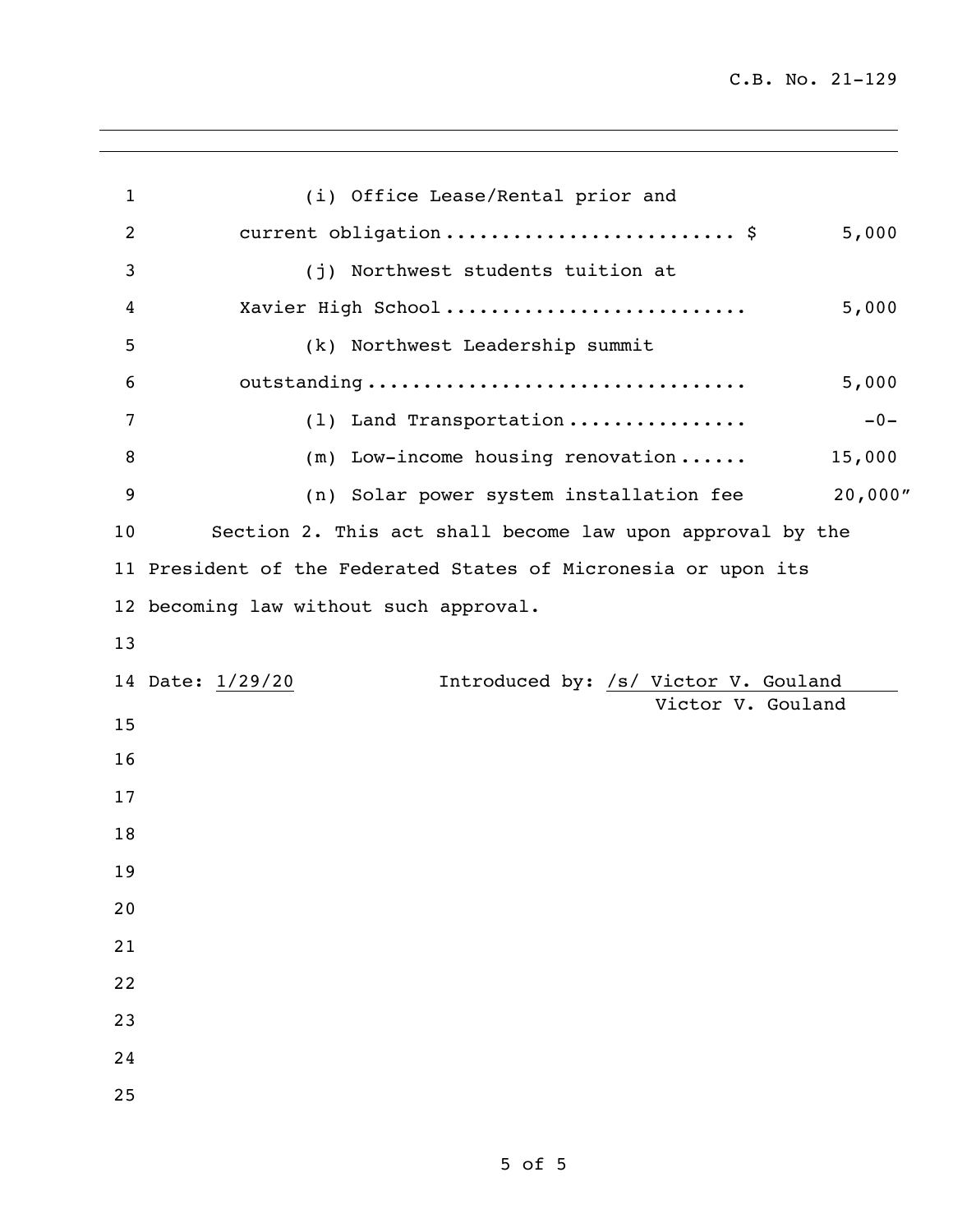(i) Office Lease/Rental prior and current obligation .......................... $ 5,000

(j) Northwest students tuition at Xavier High School .......................... 5,000

(k) Northwest Leadership summit outstanding .................................. 5,000

(l) Land Transportation ................ -0-

(m) Low-income housing renovation ...... 15,000

(n) Solar power system installation fee 20,000"

Section 2. This act shall become law upon approval by the President of the Federated States of Micronesia or upon its becoming law without such approval.

Date: 1/29/20

Introduced by: /s/ Victor V. Gouland
Victor V. Gouland